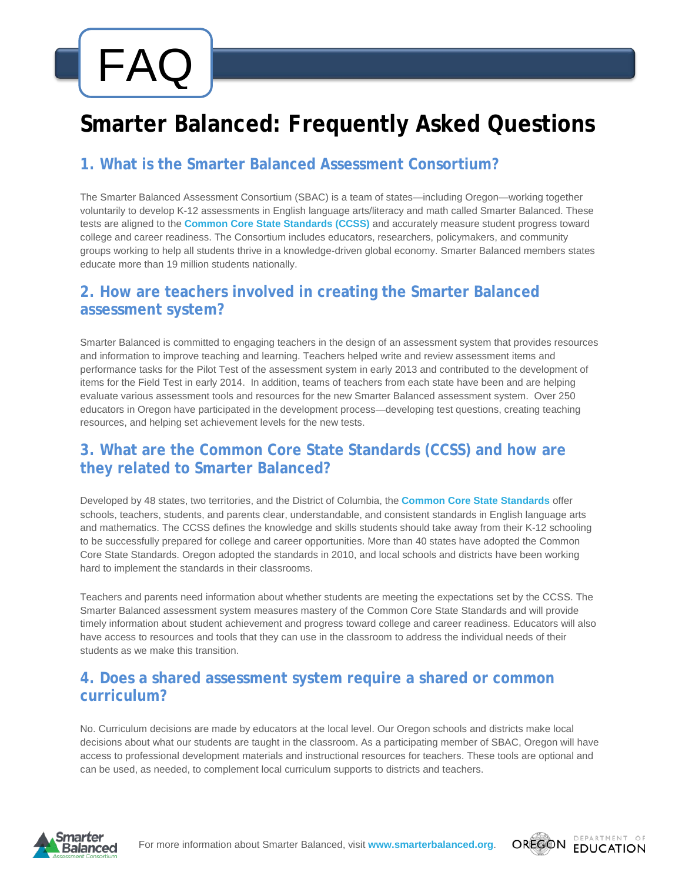# FAQ

# Smarter Balanced: Frequently Asked Questions

## 1. What is the Smarter Balanced Assessment Consortium?

The Smarter Balanced Assessment Consortium (SBAC) is a team of states—including Oregon—working together voluntarily to develop K-12 assessments in English language arts/literacy and math called Smarter Balanced. These tests are aligned to the **Common Core State Standards (CCSS)** and accurately measure student progress toward college and career readiness. The Consortium includes educators, researchers, policymakers, and community groups working to help all students thrive in a knowledge-driven global economy. Smarter Balanced members states educate more than 19 million students nationally.

## 2. How are teachers involved in creating the Smarter Balanced assessment system?

Smarter Balanced is committed to engaging teachers in the design of an assessment system that provides resources and information to improve teaching and learning. Teachers helped write and review assessment items and performance tasks for the Pilot Test of the assessment system in early 2013 and contributed to the development of items for the Field Test in early 2014. In addition, teams of teachers from each state have been and are helping evaluate various assessment tools and resources for the new Smarter Balanced assessment system. Over 250 educators in Oregon have participated in the development process—developing test questions, creating teaching resources, and helping set achievement levels for the new tests.

## 3. What are the Common Core State Standards (CCSS) and how are they related to Smarter Balanced?

Developed by 48 states, two territories, and the District of Columbia, the **Common Core State Standards** offer schools, teachers, students, and parents clear, understandable, and consistent standards in English language arts and mathematics. The CCSS defines the knowledge and skills students should take away from their K-12 schooling to be successfully prepared for college and career opportunities. More than 40 states have adopted the Common Core State Standards. Oregon adopted the standards in 2010, and local schools and districts have been working hard to implement the standards in their classrooms.

Teachers and parents need information about whether students are meeting the expectations set by the CCSS. The Smarter Balanced assessment system measures mastery of the Common Core State Standards and will provide timely information about student achievement and progress toward college and career readiness. Educators will also have access to resources and tools that they can use in the classroom to address the individual needs of their students as we make this transition.

## 4. Does a shared assessment system require a shared or common curriculum?

No. Curriculum decisions are made by educators at the local level. Our Oregon schools and districts make local decisions about what our students are taught in the classroom. As a participating member of SBAC, Oregon will have access to professional development materials and instructional resources for teachers. These tools are optional and can be used, as needed, to complement local curriculum supports to districts and teachers.

For more information about Smarter Balanced, visit **www.smarterbalanced.org**.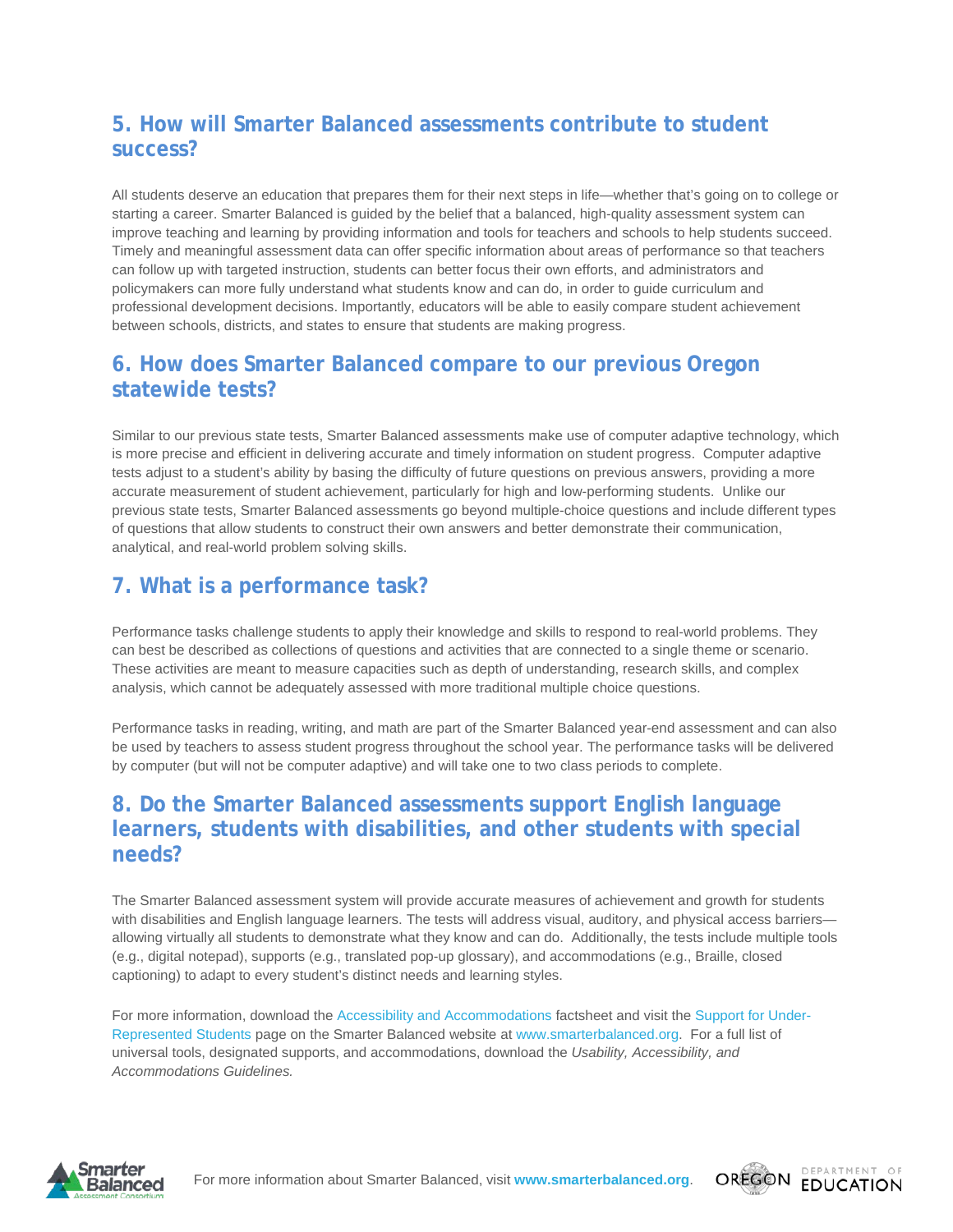## 5. How will Smarter Balanced assessments contribute to student success?

All students deserve an education that prepares them for their next steps in life—whether that's going on to college or starting a career. Smarter Balanced is guided by the belief that a balanced, high-quality assessment system can improve teaching and learning by providing information and tools for teachers and schools to help students succeed. Timely and meaningful assessment data can offer specific information about areas of performance so that teachers can follow up with targeted instruction, students can better focus their own efforts, and administrators and policymakers can more fully understand what students know and can do, in order to guide curriculum and professional development decisions. Importantly, educators will be able to easily compare student achievement between schools, districts, and states to ensure that students are making progress.

## 6. How does Smarter Balanced compare to our previous Oregon statewide tests?

Similar to our previous state tests, Smarter Balanced assessments make use of computer adaptive technology, which is more precise and efficient in delivering accurate and timely information on student progress. Computer adaptive tests adjust to a student's ability by basing the difficulty of future questions on previous answers, providing a more accurate measurement of student achievement, particularly for high and low-performing students. Unlike our previous state tests, Smarter Balanced assessments go beyond multiple-choice questions and include different types of questions that allow students to construct their own answers and better demonstrate their communication, analytical, and real-world problem solving skills.

## 7. What is a performance task?

Performance tasks challenge students to apply their knowledge and skills to respond to real-world problems. They can best be described as collections of questions and activities that are connected to a single theme or scenario. These activities are meant to measure capacities such as depth of understanding, research skills, and complex analysis, which cannot be adequately assessed with more traditional multiple choice questions.

Performance tasks in reading, writing, and math are part of the Smarter Balanced year-end assessment and can also be used by teachers to assess student progress throughout the school year. The performance tasks will be delivered by computer (but will not be computer adaptive) and will take one to two class periods to complete.

## 8. Do the Smarter Balanced assessments support English language learners, students with disabilities, and other students with special needs?

The Smarter Balanced assessment system will provide accurate measures of achievement and growth for students with disabilities and English language learners. The tests will address visual, auditory, and physical access barriers—allowing virtually all students to demonstrate what they know and can do. Additionally, the tests include multiple tools (e.g., digital notepad), supports (e.g., translated pop-up glossary), and accommodations (e.g., Braille, closed captioning) to adapt to every student's distinct needs and learning styles.

For more information, download the Accessibility and Accommodations factsheet and visit the Support for Under-Represented Students page on the Smarter Balanced website at www.smarterbalanced.org. For a full list of universal tools, designated supports, and accommodations, download the *Usability, Accessibility, and Accommodations Guidelines.*

For more information about Smarter Balanced, visit **www.smarterbalanced.org**.